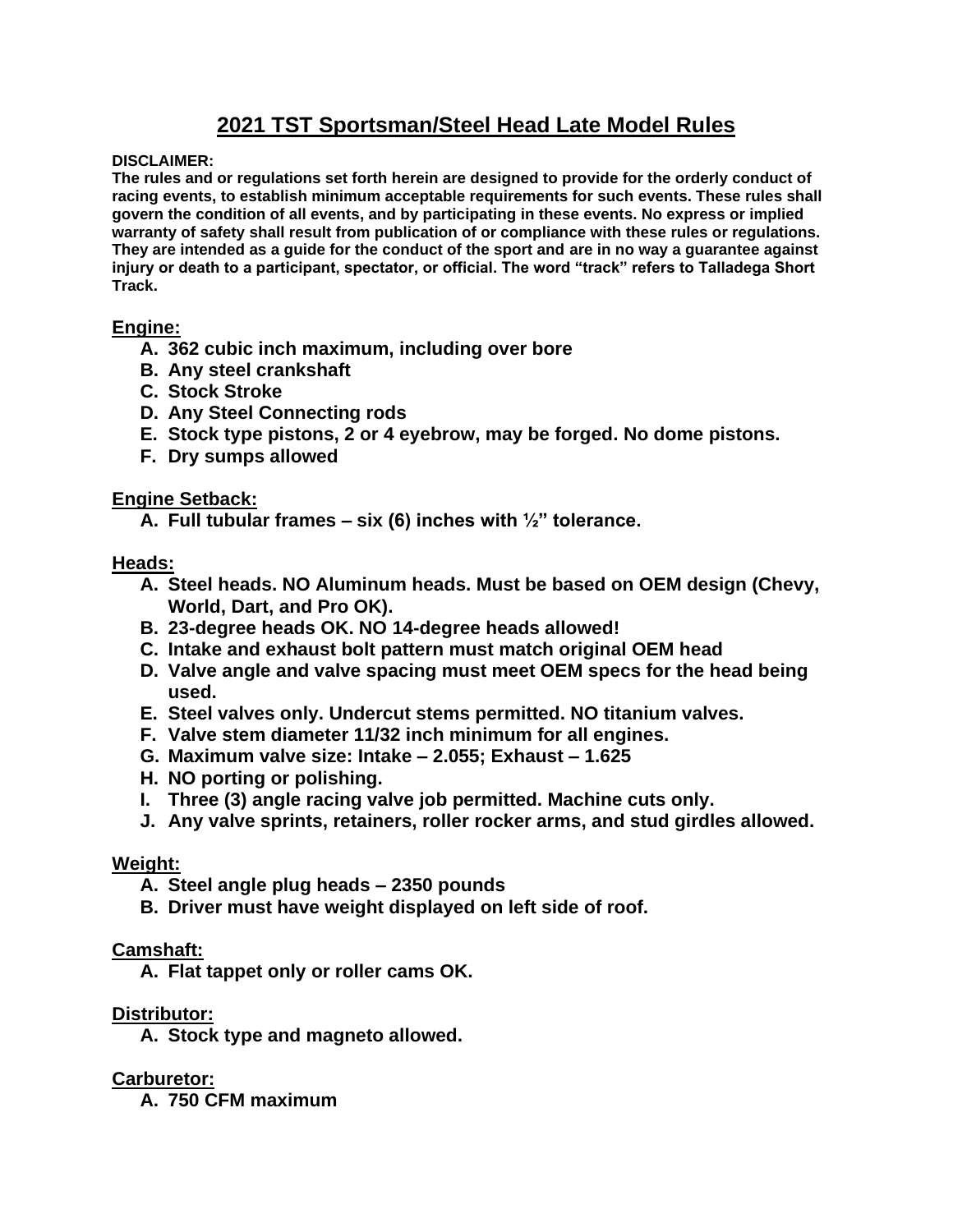# 2021 TST Sportsman/Steel Head Late Model Rules

**DISCLAIMER:**
**The rules and or regulations set forth herein are designed to provide for the orderly conduct of racing events, to establish minimum acceptable requirements for such events. These rules shall govern the condition of all events, and by participating in these events. No express or implied warranty of safety shall result from publication of or compliance with these rules or regulations. They are intended as a guide for the conduct of the sport and are in no way a guarantee against injury or death to a participant, spectator, or official. The word "track" refers to Talladega Short Track.**

## Engine:

A. 362 cubic inch maximum, including over bore
B. Any steel crankshaft
C. Stock Stroke
D. Any Steel Connecting rods
E. Stock type pistons, 2 or 4 eyebrow, may be forged. No dome pistons.
F. Dry sumps allowed

## Engine Setback:

A. Full tubular frames – six (6) inches with ½" tolerance.

## Heads:

A. Steel heads. NO Aluminum heads. Must be based on OEM design (Chevy, World, Dart, and Pro OK).
B. 23-degree heads OK. NO 14-degree heads allowed!
C. Intake and exhaust bolt pattern must match original OEM head
D. Valve angle and valve spacing must meet OEM specs for the head being used.
E. Steel valves only. Undercut stems permitted. NO titanium valves.
F. Valve stem diameter 11/32 inch minimum for all engines.
G. Maximum valve size: Intake – 2.055; Exhaust – 1.625
H. NO porting or polishing.
I. Three (3) angle racing valve job permitted. Machine cuts only.
J. Any valve sprints, retainers, roller rocker arms, and stud girdles allowed.

## Weight:

A. Steel angle plug heads – 2350 pounds
B. Driver must have weight displayed on left side of roof.

## Camshaft:

A. Flat tappet only or roller cams OK.

## Distributor:

A. Stock type and magneto allowed.

## Carburetor:

A. 750 CFM maximum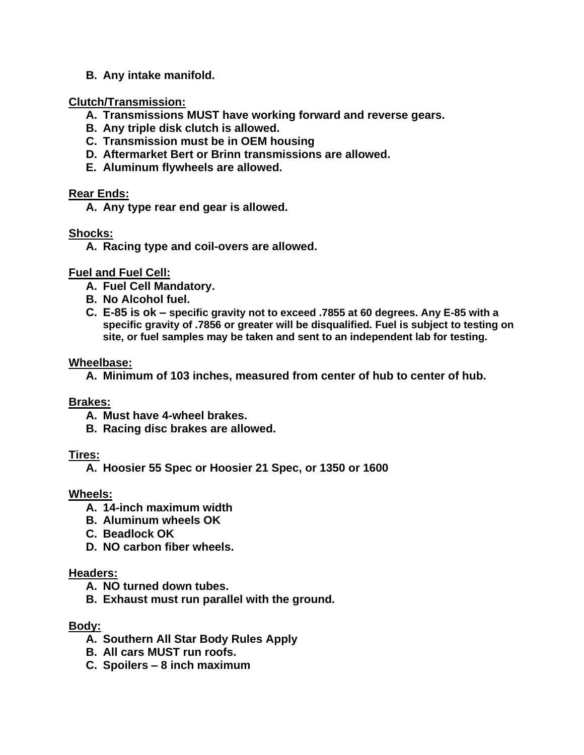B. Any intake manifold.

**Clutch/Transmission:**

A. Transmissions MUST have working forward and reverse gears.
B. Any triple disk clutch is allowed.
C. Transmission must be in OEM housing
D. Aftermarket Bert or Brinn transmissions are allowed.
E. Aluminum flywheels are allowed.

**Rear Ends:**

A. Any type rear end gear is allowed.

**Shocks:**

A. Racing type and coil-overs are allowed.

**Fuel and Fuel Cell:**

A. Fuel Cell Mandatory.
B. No Alcohol fuel.
C. E-85 is ok – specific gravity not to exceed .7855 at 60 degrees. Any E-85 with a specific gravity of .7856 or greater will be disqualified. Fuel is subject to testing on site, or fuel samples may be taken and sent to an independent lab for testing.

**Wheelbase:**

A. Minimum of 103 inches, measured from center of hub to center of hub.

**Brakes:**

A. Must have 4-wheel brakes.
B. Racing disc brakes are allowed.

**Tires:**

A. Hoosier 55 Spec or Hoosier 21 Spec, or 1350 or 1600

**Wheels:**

A. 14-inch maximum width
B. Aluminum wheels OK
C. Beadlock OK
D. NO carbon fiber wheels.

**Headers:**

A. NO turned down tubes.
B. Exhaust must run parallel with the ground.

**Body:**

A. Southern All Star Body Rules Apply
B. All cars MUST run roofs.
C. Spoilers – 8 inch maximum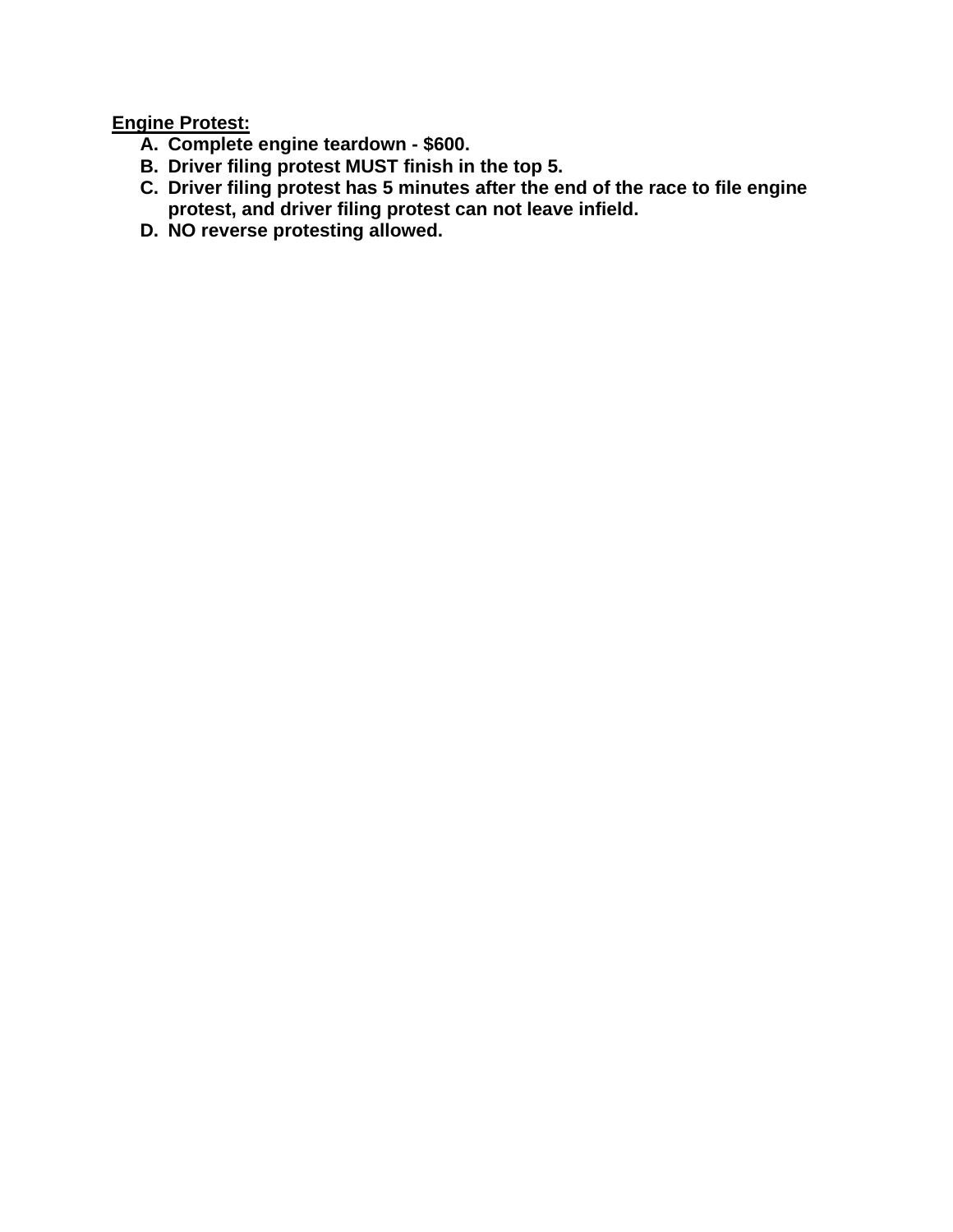**Engine Protest:**

A. **Complete engine teardown - $600.**
B. **Driver filing protest MUST finish in the top 5.**
C. **Driver filing protest has 5 minutes after the end of the race to file engine protest, and driver filing protest can not leave infield.**
D. **NO reverse protesting allowed.**